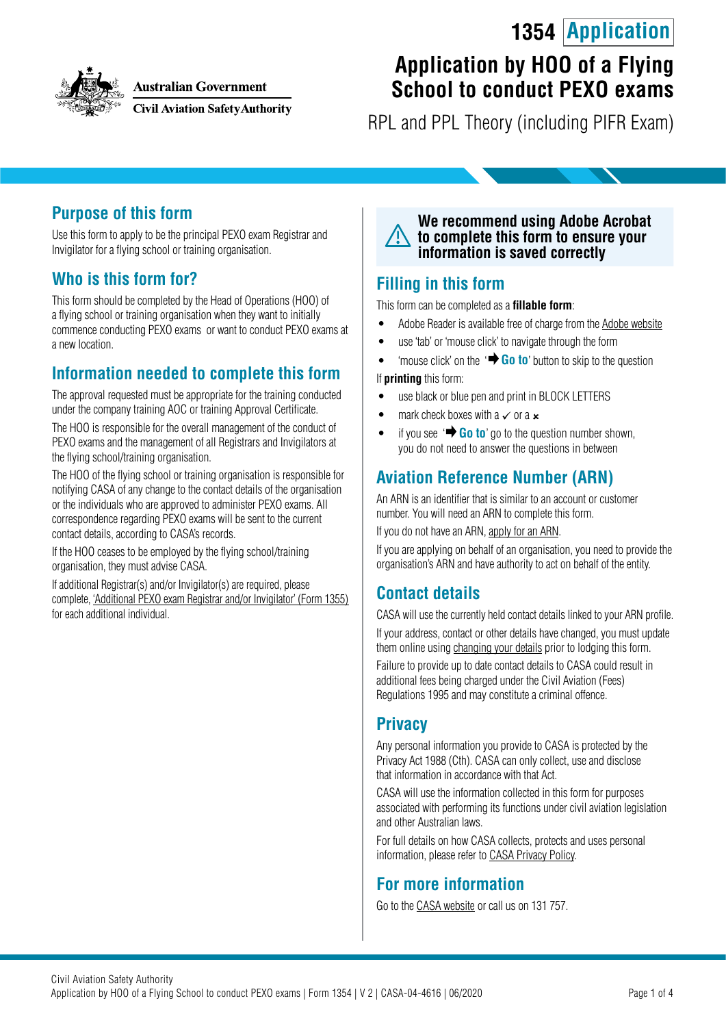Australian Government

Civil Aviation Safety Authority

# 1354 Application

# Application by HOO of a Flying School to conduct PEXO exams

RPL and PPL Theory (including PIFR Exam)

## Purpose of this form

Use this form to apply to be the principal PEXO exam Registrar and Invigilator for a flying school or training organisation.

## Who is this form for?

This form should be completed by the Head of Operations (HOO) of a flying school or training organisation when they want to initially commence conducting PEXO exams or want to conduct PEXO exams at a new location.

## Information needed to complete this form

The approval requested must be appropriate for the training conducted under the company training AOC or training Approval Certificate.

The HOO is responsible for the overall management of the conduct of PEXO exams and the management of all Registrars and Invigilators at the flying school/training organisation.

The HOO of the flying school or training organisation is responsible for notifying CASA of any change to the contact details of the organisation or the individuals who are approved to administer PEXO exams. All correspondence regarding PEXO exams will be sent to the current contact details, according to CASA's records.

If the HOO ceases to be employed by the flying school/training organisation, they must advise CASA.

If additional Registrar(s) and/or Invigilator(s) are required, please complete, 'Additional PEXO exam Registrar and/or Invigilator' (Form 1355) for each additional individual.

**We recommend using Adobe Acrobat to complete this form to ensure your information is saved correctly**

## Filling in this form

This form can be completed as a **fillable form**:

- Adobe Reader is available free of charge from the Adobe website
- use 'tab' or 'mouse click' to navigate through the form
- 'mouse click' on the '➡ **Go to**' button to skip to the question

If **printing** this form:

- use black or blue pen and print in BLOCK LETTERS
- mark check boxes with a ✓ or a ✗
- if you see '➡ **Go to**' go to the question number shown, you do not need to answer the questions in between

## Aviation Reference Number (ARN)

An ARN is an identifier that is similar to an account or customer number. You will need an ARN to complete this form.

If you do not have an ARN, apply for an ARN.

If you are applying on behalf of an organisation, you need to provide the organisation's ARN and have authority to act on behalf of the entity.

## Contact details

CASA will use the currently held contact details linked to your ARN profile.

If your address, contact or other details have changed, you must update them online using changing your details prior to lodging this form.

Failure to provide up to date contact details to CASA could result in additional fees being charged under the Civil Aviation (Fees) Regulations 1995 and may constitute a criminal offence.

## Privacy

Any personal information you provide to CASA is protected by the Privacy Act 1988 (Cth). CASA can only collect, use and disclose that information in accordance with that Act.

CASA will use the information collected in this form for purposes associated with performing its functions under civil aviation legislation and other Australian laws.

For full details on how CASA collects, protects and uses personal information, please refer to CASA Privacy Policy.

## For more information

Go to the CASA website or call us on 131 757.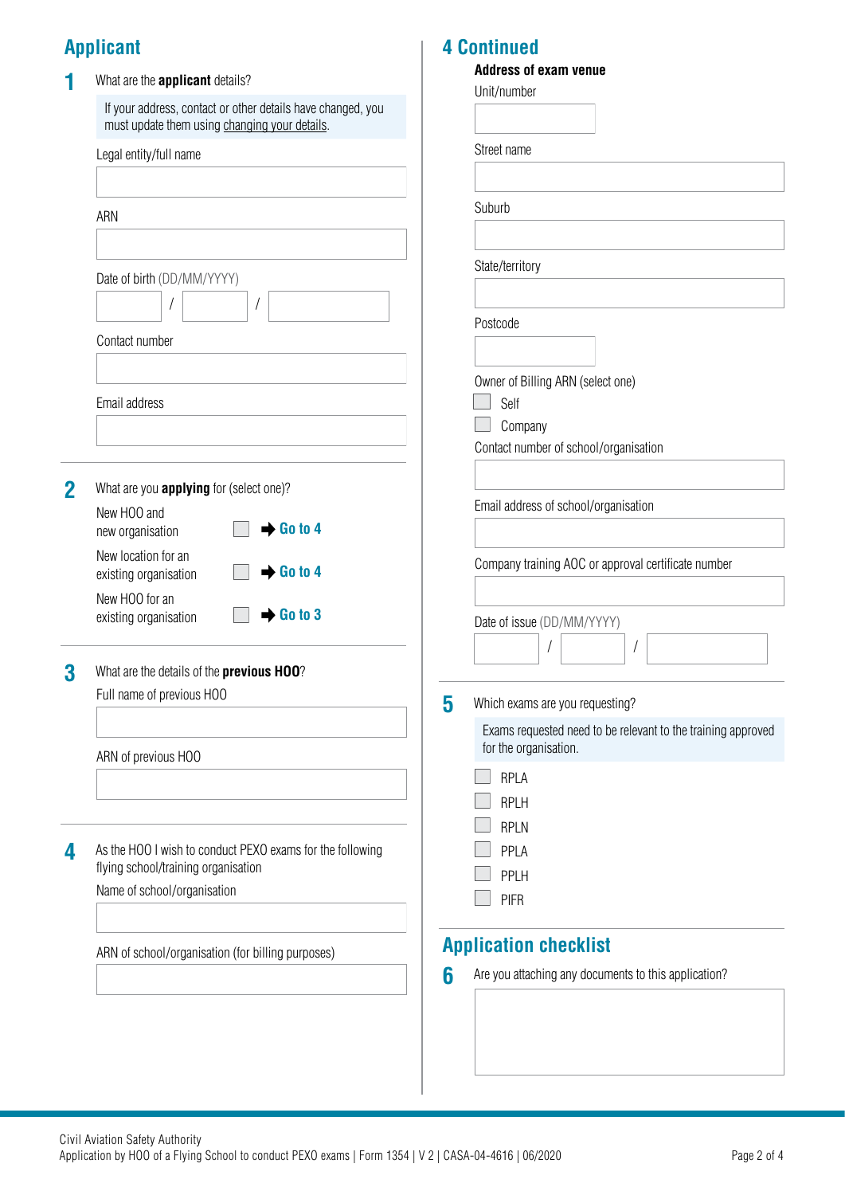## Applicant

**1** What are the **applicant** details?

If your address, contact or other details have changed, you must update them using changing your details.

Legal entity/full name

ARN

Date of birth (DD/MM/YYYY)

/ /

Contact number

Email address

**2** What are you **applying** for (select one)?

- New HOO and new organisation ☐ ➡ **Go to 4**
- New location for an existing organisation ☐ ➡ **Go to 4**
- New HOO for an existing organisation ☐ ➡ **Go to 3**

**3** What are the details of the **previous HOO**?

Full name of previous HOO

ARN of previous HOO

**4** As the HOO I wish to conduct PEXO exams for the following flying school/training organisation

Name of school/organisation

ARN of school/organisation (for billing purposes)

## 4 Continued

**Address of exam venue**

Unit/number

Street name

Suburb

State/territory

Postcode

Owner of Billing ARN (select one)

- ☐ Self
- ☐ Company

Contact number of school/organisation

Email address of school/organisation

Company training AOC or approval certificate number

Date of issue (DD/MM/YYYY)

/ /

**5** Which exams are you requesting?

Exams requested need to be relevant to the training approved for the organisation.

- ☐ RPLA
- ☐ RPLH
- ☐ RPLN
- ☐ PPLA
- ☐ PPLH
- ☐ PIFR

## Application checklist

**6** Are you attaching any documents to this application?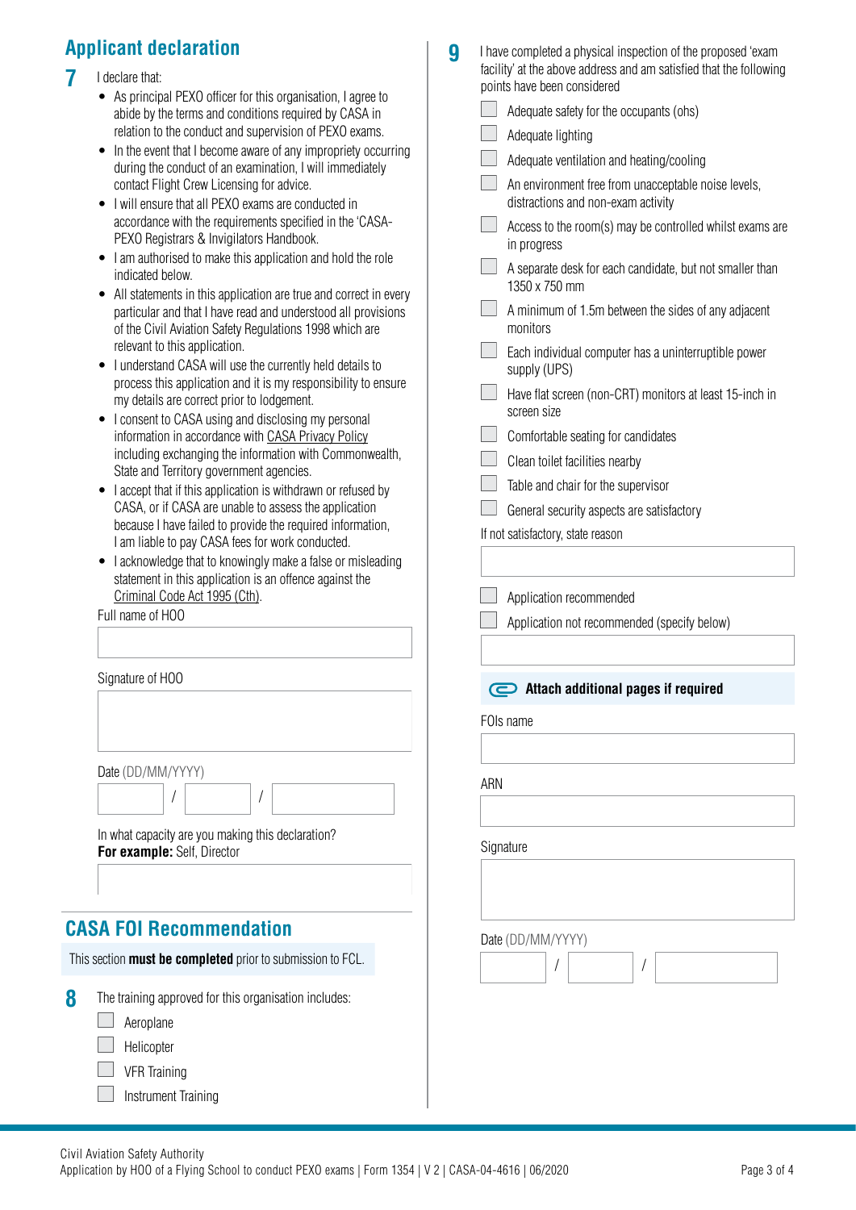## Applicant declaration

**7** I declare that:

- As principal PEXO officer for this organisation, I agree to abide by the terms and conditions required by CASA in relation to the conduct and supervision of PEXO exams.
- In the event that I become aware of any impropriety occurring during the conduct of an examination, I will immediately contact Flight Crew Licensing for advice.
- I will ensure that all PEXO exams are conducted in accordance with the requirements specified in the 'CASA-PEXO Registrars & Invigilators Handbook.
- I am authorised to make this application and hold the role indicated below.
- All statements in this application are true and correct in every particular and that I have read and understood all provisions of the Civil Aviation Safety Regulations 1998 which are relevant to this application.
- I understand CASA will use the currently held details to process this application and it is my responsibility to ensure my details are correct prior to lodgement.
- I consent to CASA using and disclosing my personal information in accordance with CASA Privacy Policy including exchanging the information with Commonwealth, State and Territory government agencies.
- I accept that if this application is withdrawn or refused by CASA, or if CASA are unable to assess the application because I have failed to provide the required information, I am liable to pay CASA fees for work conducted.
- I acknowledge that to knowingly make a false or misleading statement in this application is an offence against the Criminal Code Act 1995 (Cth).

Full name of HOO

Signature of HOO

Date (DD/MM/YYYY) / /

In what capacity are you making this declaration?
**For example:** Self, Director

## CASA FOI Recommendation

This section **must be completed** prior to submission to FCL.

**8** The training approved for this organisation includes:

- ☐ Aeroplane
- ☐ Helicopter
- ☐ VFR Training
- ☐ Instrument Training

**9** I have completed a physical inspection of the proposed 'exam facility' at the above address and am satisfied that the following points have been considered

- ☐ Adequate safety for the occupants (ohs)
- ☐ Adequate lighting
- ☐ Adequate ventilation and heating/cooling
- ☐ An environment free from unacceptable noise levels, distractions and non-exam activity
- ☐ Access to the room(s) may be controlled whilst exams are in progress
- ☐ A separate desk for each candidate, but not smaller than 1350 x 750 mm
- ☐ A minimum of 1.5m between the sides of any adjacent monitors
- ☐ Each individual computer has a uninterruptible power supply (UPS)
- ☐ Have flat screen (non-CRT) monitors at least 15-inch in screen size
- ☐ Comfortable seating for candidates
- ☐ Clean toilet facilities nearby
- ☐ Table and chair for the supervisor
- ☐ General security aspects are satisfactory

If not satisfactory, state reason

- ☐ Application recommended
- ☐ Application not recommended (specify below)

**Attach additional pages if required**

FOIs name

ARN

Signature

Date (DD/MM/YYYY) / /

Civil Aviation Safety Authority
Application by HOO of a Flying School to conduct PEXO exams | Form 1354 | V 2 | CASA-04-4616 | 06/2020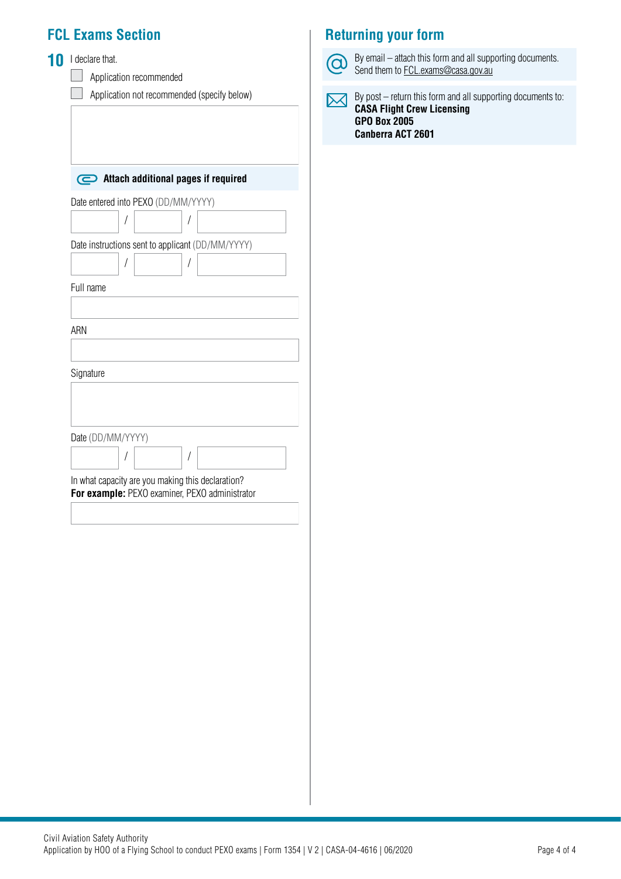## FCL Exams Section

**10** I declare that.

- ☐ Application recommended
- ☐ Application not recommended (specify below)

**Attach additional pages if required**

Date entered into PEXO (DD/MM/YYYY)

/ /

Date instructions sent to applicant (DD/MM/YYYY)

/ /

Full name

ARN

Signature

Date (DD/MM/YYYY)

/ /

In what capacity are you making this declaration?
**For example:** PEXO examiner, PEXO administrator

## Returning your form

By email – attach this form and all supporting documents.
Send them to FCL.exams@casa.gov.au

By post – return this form and all supporting documents to:
**CASA Flight Crew Licensing**
**GPO Box 2005**
**Canberra ACT 2601**